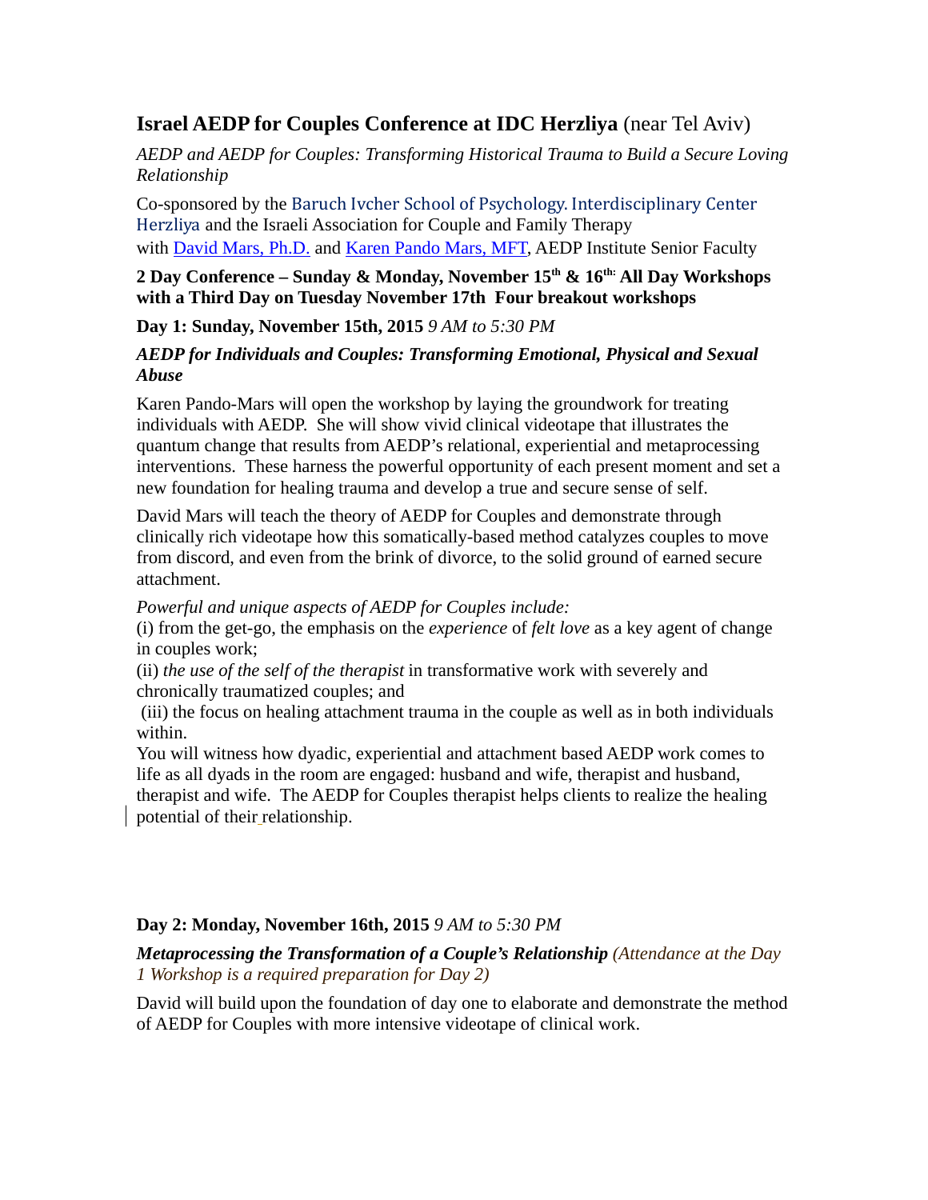# **Israel AEDP for Couples Conference at IDC Herzliya** (near Tel Aviv)

*AEDP and AEDP for Couples: Transforming Historical Trauma to Build a Secure Loving Relationship*

Co-sponsored by the Baruch Ivcher School of Psychology. Interdisciplinary Center Herzliya and the Israeli Association for Couple and Family Therapy with David Mars, Ph.D. and Karen Pando Mars, MFT, AEDP Institute Senior Faculty

**2 Day Conference – Sunday & Monday, November 15th & 16th: All Day Workshops with a Third Day on Tuesday November 17th Four breakout workshops**

**Day 1: Sunday, November 15th, 2015** *9 AM to 5:30 PM*

***AEDP for Individuals and Couples: Transforming Emotional, Physical and Sexual Abuse***

Karen Pando-Mars will open the workshop by laying the groundwork for treating individuals with AEDP. She will show vivid clinical videotape that illustrates the quantum change that results from AEDP's relational, experiential and metaprocessing interventions. These harness the powerful opportunity of each present moment and set a new foundation for healing trauma and develop a true and secure sense of self.

David Mars will teach the theory of AEDP for Couples and demonstrate through clinically rich videotape how this somatically-based method catalyzes couples to move from discord, and even from the brink of divorce, to the solid ground of earned secure attachment.

*Powerful and unique aspects of AEDP for Couples include:*
(i) from the get-go, the emphasis on the *experience* of *felt love* as a key agent of change in couples work;
(ii) *the use of the self of the therapist* in transformative work with severely and chronically traumatized couples; and
(iii) the focus on healing attachment trauma in the couple as well as in both individuals within.
You will witness how dyadic, experiential and attachment based AEDP work comes to life as all dyads in the room are engaged: husband and wife, therapist and husband, therapist and wife. The AEDP for Couples therapist helps clients to realize the healing potential of their relationship.

**Day 2: Monday, November 16th, 2015** *9 AM to 5:30 PM*

***Metaprocessing the Transformation of a Couple's Relationship*** *(Attendance at the Day 1 Workshop is a required preparation for Day 2)*

David will build upon the foundation of day one to elaborate and demonstrate the method of AEDP for Couples with more intensive videotape of clinical work.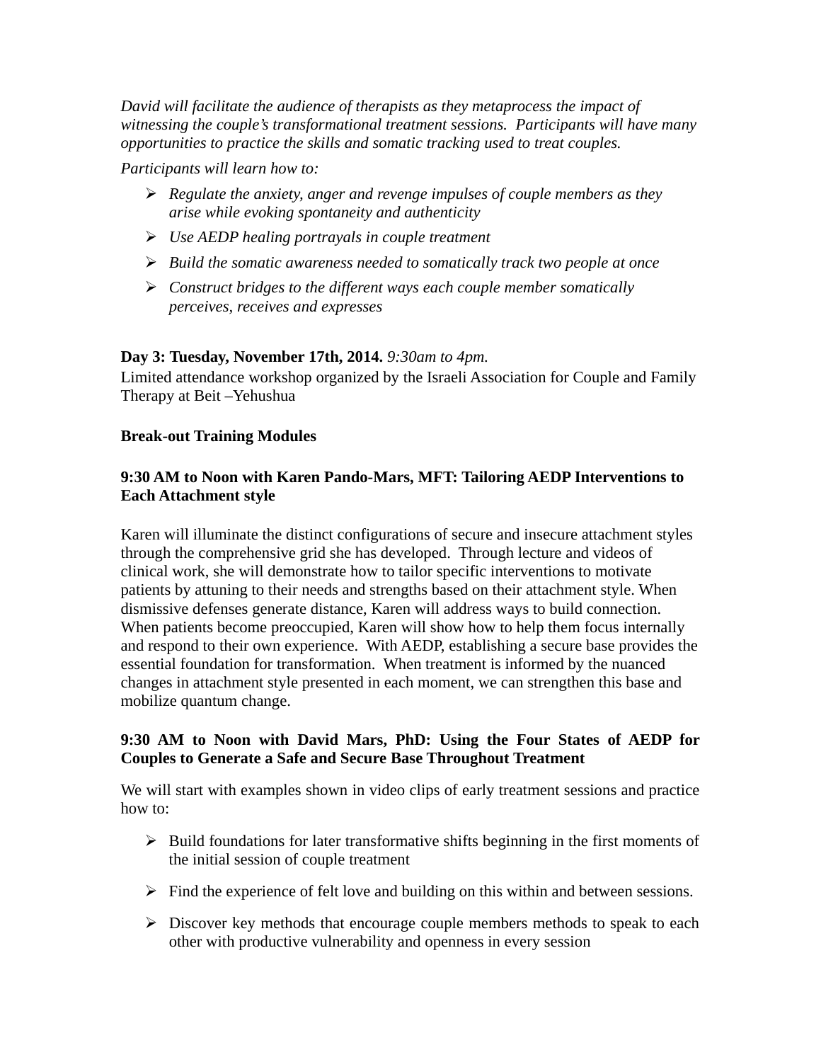*David will facilitate the audience of therapists as they metaprocess the impact of witnessing the couple's transformational treatment sessions. Participants will have many opportunities to practice the skills and somatic tracking used to treat couples.*

*Participants will learn how to:*

- *Regulate the anxiety, anger and revenge impulses of couple members as they arise while evoking spontaneity and authenticity*
- *Use AEDP healing portrayals in couple treatment*
- *Build the somatic awareness needed to somatically track two people at once*
- *Construct bridges to the different ways each couple member somatically perceives, receives and expresses*

**Day 3: Tuesday, November 17th, 2014.** *9:30am to 4pm.*
Limited attendance workshop organized by the Israeli Association for Couple and Family Therapy at Beit –Yehushua

**Break-out Training Modules**

**9:30 AM to Noon with Karen Pando-Mars, MFT: Tailoring AEDP Interventions to Each Attachment style**

Karen will illuminate the distinct configurations of secure and insecure attachment styles through the comprehensive grid she has developed. Through lecture and videos of clinical work, she will demonstrate how to tailor specific interventions to motivate patients by attuning to their needs and strengths based on their attachment style. When dismissive defenses generate distance, Karen will address ways to build connection. When patients become preoccupied, Karen will show how to help them focus internally and respond to their own experience. With AEDP, establishing a secure base provides the essential foundation for transformation. When treatment is informed by the nuanced changes in attachment style presented in each moment, we can strengthen this base and mobilize quantum change.

**9:30 AM to Noon with David Mars, PhD: Using the Four States of AEDP for Couples to Generate a Safe and Secure Base Throughout Treatment**

We will start with examples shown in video clips of early treatment sessions and practice how to:

- Build foundations for later transformative shifts beginning in the first moments of the initial session of couple treatment
- Find the experience of felt love and building on this within and between sessions.
- Discover key methods that encourage couple members methods to speak to each other with productive vulnerability and openness in every session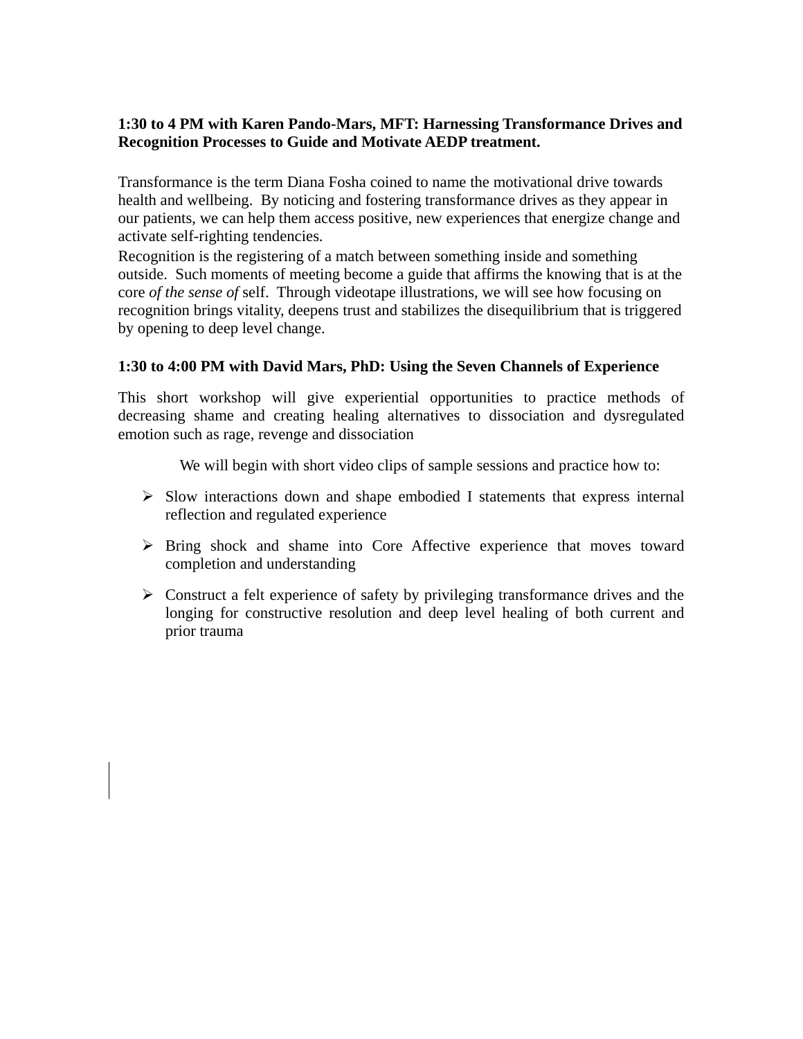**1:30 to 4 PM with Karen Pando-Mars, MFT: Harnessing Transformance Drives and Recognition Processes to Guide and Motivate AEDP treatment.**

Transformance is the term Diana Fosha coined to name the motivational drive towards health and wellbeing. By noticing and fostering transformance drives as they appear in our patients, we can help them access positive, new experiences that energize change and activate self-righting tendencies.
Recognition is the registering of a match between something inside and something outside. Such moments of meeting become a guide that affirms the knowing that is at the core *of the sense of* self. Through videotape illustrations, we will see how focusing on recognition brings vitality, deepens trust and stabilizes the disequilibrium that is triggered by opening to deep level change.

**1:30 to 4:00 PM with David Mars, PhD: Using the Seven Channels of Experience**

This short workshop will give experiential opportunities to practice methods of decreasing shame and creating healing alternatives to dissociation and dysregulated emotion such as rage, revenge and dissociation

We will begin with short video clips of sample sessions and practice how to:

- Slow interactions down and shape embodied I statements that express internal reflection and regulated experience
- Bring shock and shame into Core Affective experience that moves toward completion and understanding
- Construct a felt experience of safety by privileging transformance drives and the longing for constructive resolution and deep level healing of both current and prior trauma